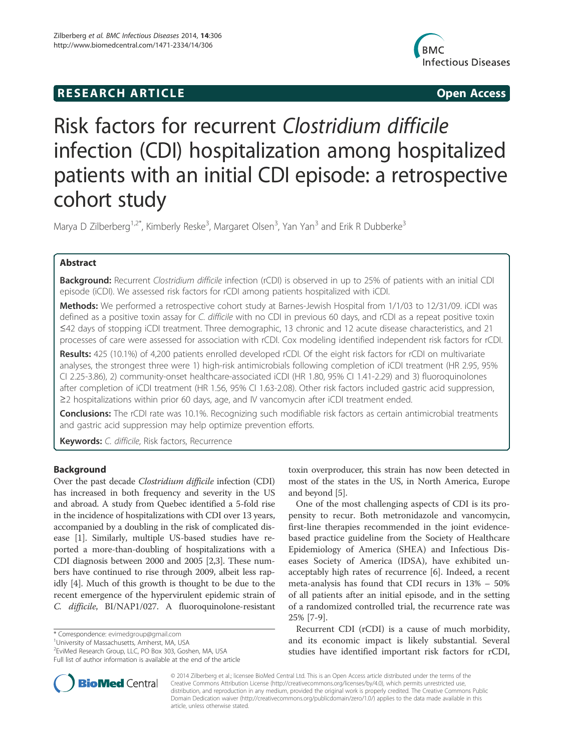**RESEARCH ARTICLE** **Open Access**

# Risk factors for recurrent *Clostridium difficile* infection (CDI) hospitalization among hospitalized patients with an initial CDI episode: a retrospective cohort study

Marya D Zilberberg[1,2*], Kimberly Reske[3], Margaret Olsen[3], Yan Yan[3] and Erik R Dubberke[3]

## Abstract

**Background:** Recurrent *Clostridium difficile* infection (rCDI) is observed in up to 25% of patients with an initial CDI episode (iCDI). We assessed risk factors for rCDI among patients hospitalized with iCDI.

**Methods:** We performed a retrospective cohort study at Barnes-Jewish Hospital from 1/1/03 to 12/31/09. iCDI was defined as a positive toxin assay for *C. difficile* with no CDI in previous 60 days, and rCDI as a repeat positive toxin ≤42 days of stopping iCDI treatment. Three demographic, 13 chronic and 12 acute disease characteristics, and 21 processes of care were assessed for association with rCDI. Cox modeling identified independent risk factors for rCDI.

**Results:** 425 (10.1%) of 4,200 patients enrolled developed rCDI. Of the eight risk factors for rCDI on multivariate analyses, the strongest three were 1) high-risk antimicrobials following completion of iCDI treatment (HR 2.95, 95% CI 2.25-3.86), 2) community-onset healthcare-associated iCDI (HR 1.80, 95% CI 1.41-2.29) and 3) fluoroquinolones after completion of iCDI treatment (HR 1.56, 95% CI 1.63-2.08). Other risk factors included gastric acid suppression, ≥2 hospitalizations within prior 60 days, age, and IV vancomycin after iCDI treatment ended.

**Conclusions:** The rCDI rate was 10.1%. Recognizing such modifiable risk factors as certain antimicrobial treatments and gastric acid suppression may help optimize prevention efforts.

**Keywords:** *C. difficile*, Risk factors, Recurrence

## Background

Over the past decade *Clostridium difficile* infection (CDI) has increased in both frequency and severity in the US and abroad. A study from Quebec identified a 5-fold rise in the incidence of hospitalizations with CDI over 13 years, accompanied by a doubling in the risk of complicated disease [1]. Similarly, multiple US-based studies have reported a more-than-doubling of hospitalizations with a CDI diagnosis between 2000 and 2005 [2,3]. These numbers have continued to rise through 2009, albeit less rapidly [4]. Much of this growth is thought to be due to the recent emergence of the hypervirulent epidemic strain of *C. difficile*, BI/NAP1/027. A fluoroquinolone-resistant toxin overproducer, this strain has now been detected in most of the states in the US, in North America, Europe and beyond [5].

One of the most challenging aspects of CDI is its propensity to recur. Both metronidazole and vancomycin, first-line therapies recommended in the joint evidence-based practice guideline from the Society of Healthcare Epidemiology of America (SHEA) and Infectious Diseases Society of America (IDSA), have exhibited unacceptably high rates of recurrence [6]. Indeed, a recent meta-analysis has found that CDI recurs in 13% – 50% of all patients after an initial episode, and in the setting of a randomized controlled trial, the recurrence rate was 25% [7-9].

Recurrent CDI (rCDI) is a cause of much morbidity, and its economic impact is likely substantial. Several studies have identified important risk factors for rCDI,

\* Correspondence: evimedgroup@gmail.com
[1]University of Massachusetts, Amherst, MA, USA
[2]EviMed Research Group, LLC, PO Box 303, Goshen, MA, USA
Full list of author information is available at the end of the article

© 2014 Zilberberg et al.; licensee BioMed Central Ltd. This is an Open Access article distributed under the terms of the Creative Commons Attribution License (http://creativecommons.org/licenses/by/4.0), which permits unrestricted use, distribution, and reproduction in any medium, provided the original work is properly credited. The Creative Commons Public Domain Dedication waiver (http://creativecommons.org/publicdomain/zero/1.0/) applies to the data made available in this article, unless otherwise stated.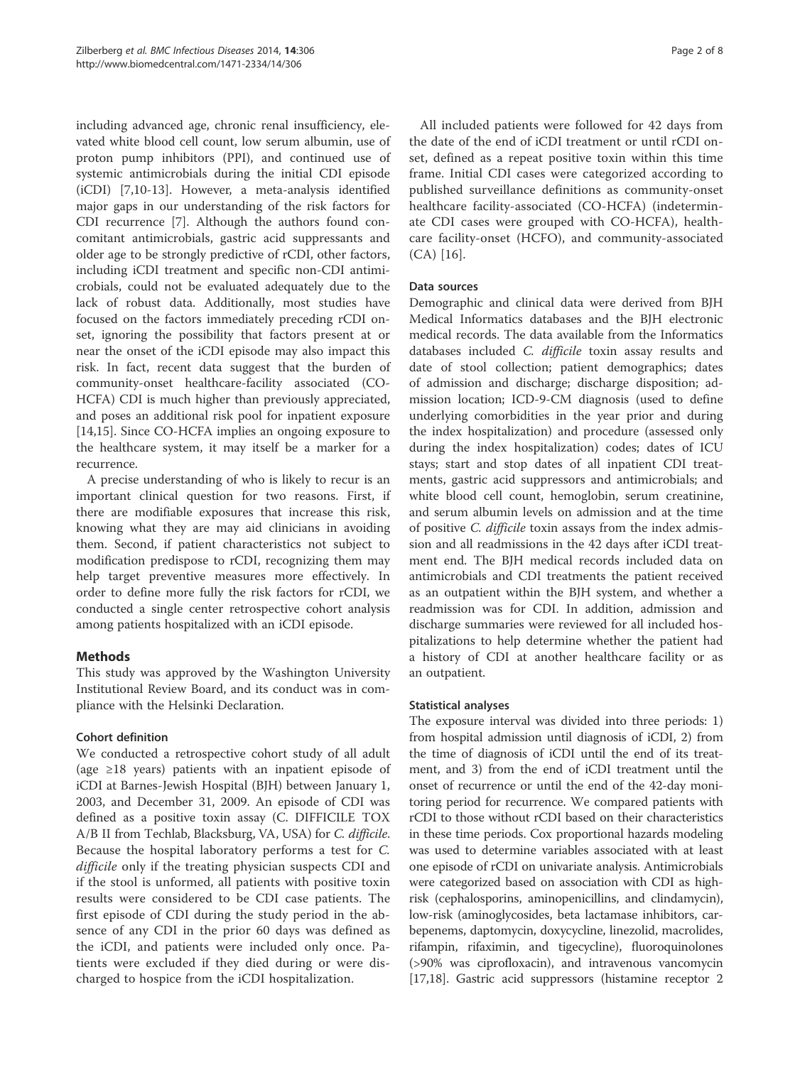including advanced age, chronic renal insufficiency, elevated white blood cell count, low serum albumin, use of proton pump inhibitors (PPI), and continued use of systemic antimicrobials during the initial CDI episode (iCDI) [7,10-13]. However, a meta-analysis identified major gaps in our understanding of the risk factors for CDI recurrence [7]. Although the authors found concomitant antimicrobials, gastric acid suppressants and older age to be strongly predictive of rCDI, other factors, including iCDI treatment and specific non-CDI antimicrobials, could not be evaluated adequately due to the lack of robust data. Additionally, most studies have focused on the factors immediately preceding rCDI onset, ignoring the possibility that factors present at or near the onset of the iCDI episode may also impact this risk. In fact, recent data suggest that the burden of community-onset healthcare-facility associated (CO-HCFA) CDI is much higher than previously appreciated, and poses an additional risk pool for inpatient exposure [14,15]. Since CO-HCFA implies an ongoing exposure to the healthcare system, it may itself be a marker for a recurrence.

A precise understanding of who is likely to recur is an important clinical question for two reasons. First, if there are modifiable exposures that increase this risk, knowing what they are may aid clinicians in avoiding them. Second, if patient characteristics not subject to modification predispose to rCDI, recognizing them may help target preventive measures more effectively. In order to define more fully the risk factors for rCDI, we conducted a single center retrospective cohort analysis among patients hospitalized with an iCDI episode.

## Methods

This study was approved by the Washington University Institutional Review Board, and its conduct was in compliance with the Helsinki Declaration.

### Cohort definition

We conducted a retrospective cohort study of all adult (age ≥18 years) patients with an inpatient episode of iCDI at Barnes-Jewish Hospital (BJH) between January 1, 2003, and December 31, 2009. An episode of CDI was defined as a positive toxin assay (C. DIFFICILE TOX A/B II from Techlab, Blacksburg, VA, USA) for *C. difficile*. Because the hospital laboratory performs a test for *C. difficile* only if the treating physician suspects CDI and if the stool is unformed, all patients with positive toxin results were considered to be CDI case patients. The first episode of CDI during the study period in the absence of any CDI in the prior 60 days was defined as the iCDI, and patients were included only once. Patients were excluded if they died during or were discharged to hospice from the iCDI hospitalization.

All included patients were followed for 42 days from the date of the end of iCDI treatment or until rCDI onset, defined as a repeat positive toxin within this time frame. Initial CDI cases were categorized according to published surveillance definitions as community-onset healthcare facility-associated (CO-HCFA) (indeterminate CDI cases were grouped with CO-HCFA), healthcare facility-onset (HCFO), and community-associated (CA) [16].

### Data sources

Demographic and clinical data were derived from BJH Medical Informatics databases and the BJH electronic medical records. The data available from the Informatics databases included *C. difficile* toxin assay results and date of stool collection; patient demographics; dates of admission and discharge; discharge disposition; admission location; ICD-9-CM diagnosis (used to define underlying comorbidities in the year prior and during the index hospitalization) and procedure (assessed only during the index hospitalization) codes; dates of ICU stays; start and stop dates of all inpatient CDI treatments, gastric acid suppressors and antimicrobials; and white blood cell count, hemoglobin, serum creatinine, and serum albumin levels on admission and at the time of positive *C. difficile* toxin assays from the index admission and all readmissions in the 42 days after iCDI treatment end. The BJH medical records included data on antimicrobials and CDI treatments the patient received as an outpatient within the BJH system, and whether a readmission was for CDI. In addition, admission and discharge summaries were reviewed for all included hospitalizations to help determine whether the patient had a history of CDI at another healthcare facility or as an outpatient.

### Statistical analyses

The exposure interval was divided into three periods: 1) from hospital admission until diagnosis of iCDI, 2) from the time of diagnosis of iCDI until the end of its treatment, and 3) from the end of iCDI treatment until the onset of recurrence or until the end of the 42-day monitoring period for recurrence. We compared patients with rCDI to those without rCDI based on their characteristics in these time periods. Cox proportional hazards modeling was used to determine variables associated with at least one episode of rCDI on univariate analysis. Antimicrobials were categorized based on association with CDI as high-risk (cephalosporins, aminopenicillins, and clindamycin), low-risk (aminoglycosides, beta lactamase inhibitors, carbepenems, daptomycin, doxycycline, linezolid, macrolides, rifampin, rifaximin, and tigecycline), fluoroquinolones (>90% was ciprofloxacin), and intravenous vancomycin [17,18]. Gastric acid suppressors (histamine receptor 2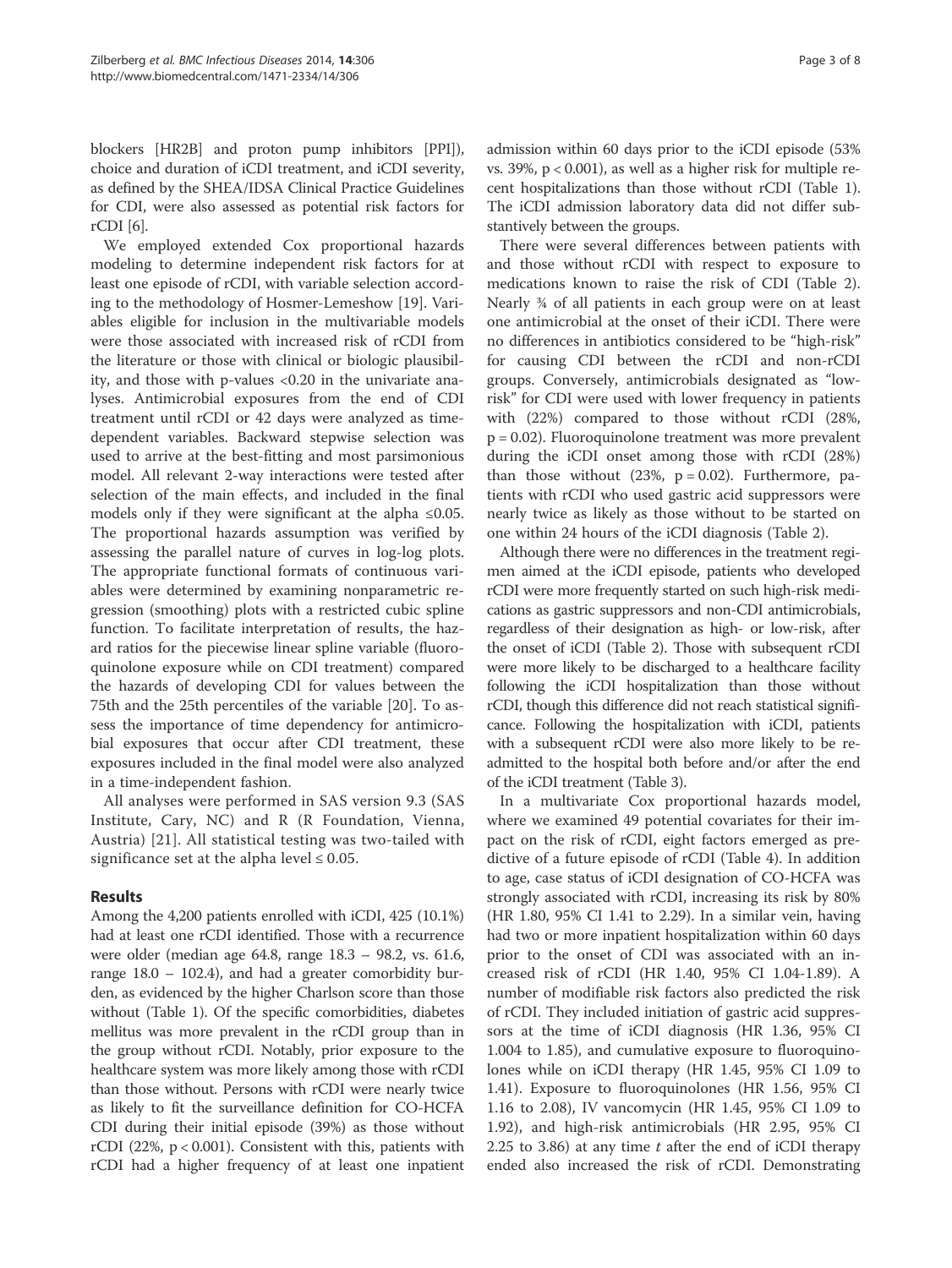blockers [HR2B] and proton pump inhibitors [PPI]), choice and duration of iCDI treatment, and iCDI severity, as defined by the SHEA/IDSA Clinical Practice Guidelines for CDI, were also assessed as potential risk factors for rCDI [6].

We employed extended Cox proportional hazards modeling to determine independent risk factors for at least one episode of rCDI, with variable selection according to the methodology of Hosmer-Lemeshow [19]. Variables eligible for inclusion in the multivariable models were those associated with increased risk of rCDI from the literature or those with clinical or biologic plausibility, and those with p-values <0.20 in the univariate analyses. Antimicrobial exposures from the end of CDI treatment until rCDI or 42 days were analyzed as time-dependent variables. Backward stepwise selection was used to arrive at the best-fitting and most parsimonious model. All relevant 2-way interactions were tested after selection of the main effects, and included in the final models only if they were significant at the alpha ≤0.05. The proportional hazards assumption was verified by assessing the parallel nature of curves in log-log plots. The appropriate functional formats of continuous variables were determined by examining nonparametric regression (smoothing) plots with a restricted cubic spline function. To facilitate interpretation of results, the hazard ratios for the piecewise linear spline variable (fluoroquinolone exposure while on CDI treatment) compared the hazards of developing CDI for values between the 75th and the 25th percentiles of the variable [20]. To assess the importance of time dependency for antimicrobial exposures that occur after CDI treatment, these exposures included in the final model were also analyzed in a time-independent fashion.

All analyses were performed in SAS version 9.3 (SAS Institute, Cary, NC) and R (R Foundation, Vienna, Austria) [21]. All statistical testing was two-tailed with significance set at the alpha level ≤ 0.05.

## Results

Among the 4,200 patients enrolled with iCDI, 425 (10.1%) had at least one rCDI identified. Those with a recurrence were older (median age 64.8, range 18.3 – 98.2, vs. 61.6, range 18.0 – 102.4), and had a greater comorbidity burden, as evidenced by the higher Charlson score than those without (Table 1). Of the specific comorbidities, diabetes mellitus was more prevalent in the rCDI group than in the group without rCDI. Notably, prior exposure to the healthcare system was more likely among those with rCDI than those without. Persons with rCDI were nearly twice as likely to fit the surveillance definition for CO-HCFA CDI during their initial episode (39%) as those without rCDI (22%, $p < 0.001$). Consistent with this, patients with rCDI had a higher frequency of at least one inpatient admission within 60 days prior to the iCDI episode (53% vs. 39%, $p < 0.001$), as well as a higher risk for multiple recent hospitalizations than those without rCDI (Table 1). The iCDI admission laboratory data did not differ substantively between the groups.

There were several differences between patients with and those without rCDI with respect to exposure to medications known to raise the risk of CDI (Table 2). Nearly ¾ of all patients in each group were on at least one antimicrobial at the onset of their iCDI. There were no differences in antibiotics considered to be "high-risk" for causing CDI between the rCDI and non-rCDI groups. Conversely, antimicrobials designated as "low-risk" for CDI were used with lower frequency in patients with (22%) compared to those without rCDI (28%, $p = 0.02$). Fluoroquinolone treatment was more prevalent during the iCDI onset among those with rCDI (28%) than those without (23%, $p = 0.02$). Furthermore, patients with rCDI who used gastric acid suppressors were nearly twice as likely as those without to be started on one within 24 hours of the iCDI diagnosis (Table 2).

Although there were no differences in the treatment regimen aimed at the iCDI episode, patients who developed rCDI were more frequently started on such high-risk medications as gastric suppressors and non-CDI antimicrobials, regardless of their designation as high- or low-risk, after the onset of iCDI (Table 2). Those with subsequent rCDI were more likely to be discharged to a healthcare facility following the iCDI hospitalization than those without rCDI, though this difference did not reach statistical significance. Following the hospitalization with iCDI, patients with a subsequent rCDI were also more likely to be readmitted to the hospital both before and/or after the end of the iCDI treatment (Table 3).

In a multivariate Cox proportional hazards model, where we examined 49 potential covariates for their impact on the risk of rCDI, eight factors emerged as predictive of a future episode of rCDI (Table 4). In addition to age, case status of iCDI designation of CO-HCFA was strongly associated with rCDI, increasing its risk by 80% (HR 1.80, 95% CI 1.41 to 2.29). In a similar vein, having had two or more inpatient hospitalization within 60 days prior to the onset of CDI was associated with an increased risk of rCDI (HR 1.40, 95% CI 1.04-1.89). A number of modifiable risk factors also predicted the risk of rCDI. They included initiation of gastric acid suppressors at the time of iCDI diagnosis (HR 1.36, 95% CI 1.004 to 1.85), and cumulative exposure to fluoroquinolones while on iCDI therapy (HR 1.45, 95% CI 1.09 to 1.41). Exposure to fluoroquinolones (HR 1.56, 95% CI 1.16 to 2.08), IV vancomycin (HR 1.45, 95% CI 1.09 to 1.92), and high-risk antimicrobials (HR 2.95, 95% CI 2.25 to 3.86) at any time *t* after the end of iCDI therapy ended also increased the risk of rCDI. Demonstrating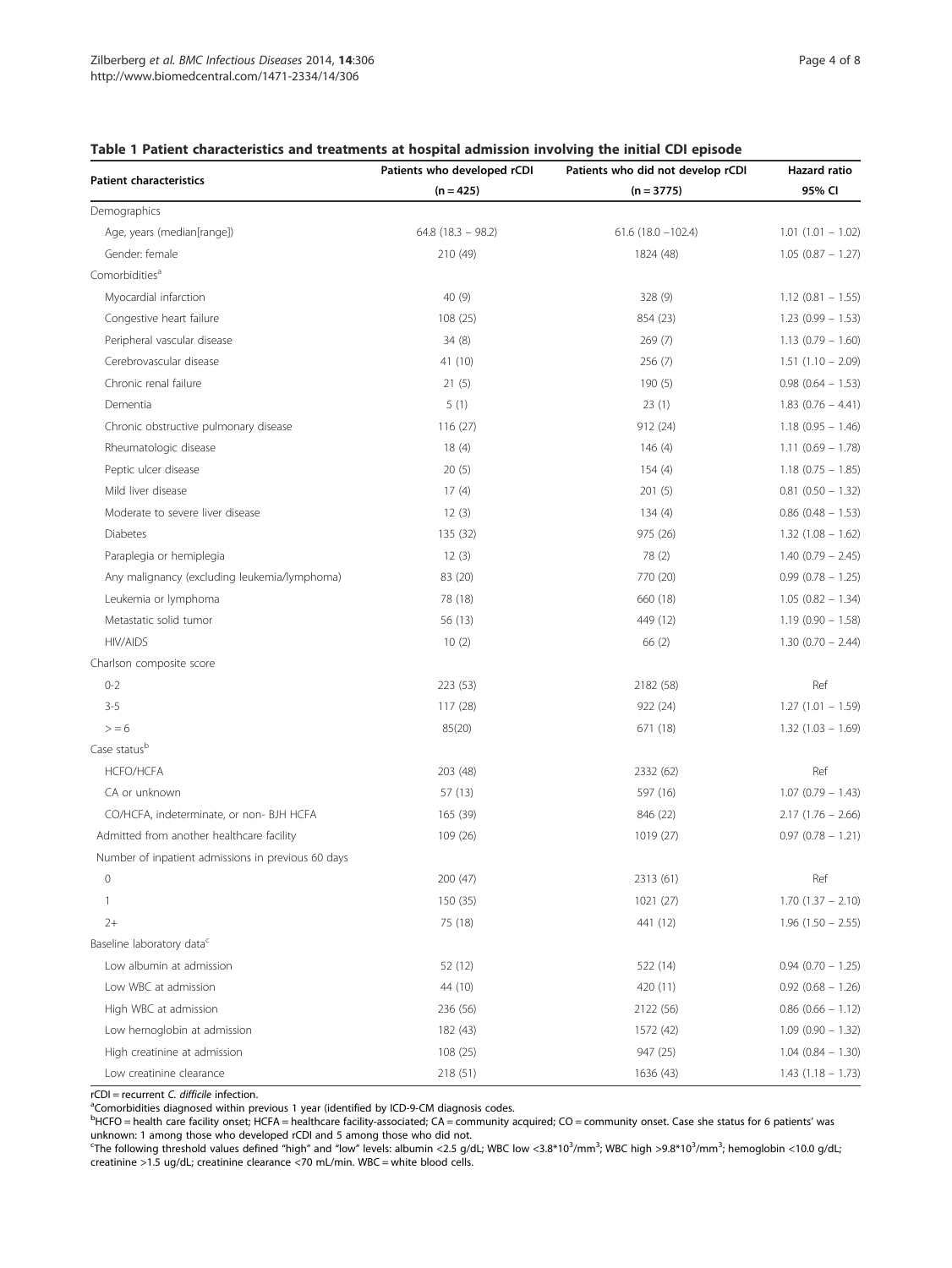**Table 1 Patient characteristics and treatments at hospital admission involving the initial CDI episode**

| Patient characteristics | Patients who developed rCDI (n = 425) | Patients who did not develop rCDI (n = 3775) | Hazard ratio 95% CI |
|---|---|---|---|
| Demographics | | | |
| Age, years (median[range]) | 64.8 (18.3 – 98.2) | 61.6 (18.0 –102.4) | 1.01 (1.01 – 1.02) |
| Gender: female | 210 (49) | 1824 (48) | 1.05 (0.87 – 1.27) |
| Comorbidities[a] | | | |
| Myocardial infarction | 40 (9) | 328 (9) | 1.12 (0.81 – 1.55) |
| Congestive heart failure | 108 (25) | 854 (23) | 1.23 (0.99 – 1.53) |
| Peripheral vascular disease | 34 (8) | 269 (7) | 1.13 (0.79 – 1.60) |
| Cerebrovascular disease | 41 (10) | 256 (7) | 1.51 (1.10 – 2.09) |
| Chronic renal failure | 21 (5) | 190 (5) | 0.98 (0.64 – 1.53) |
| Dementia | 5 (1) | 23 (1) | 1.83 (0.76 – 4.41) |
| Chronic obstructive pulmonary disease | 116 (27) | 912 (24) | 1.18 (0.95 – 1.46) |
| Rheumatologic disease | 18 (4) | 146 (4) | 1.11 (0.69 – 1.78) |
| Peptic ulcer disease | 20 (5) | 154 (4) | 1.18 (0.75 – 1.85) |
| Mild liver disease | 17 (4) | 201 (5) | 0.81 (0.50 – 1.32) |
| Moderate to severe liver disease | 12 (3) | 134 (4) | 0.86 (0.48 – 1.53) |
| Diabetes | 135 (32) | 975 (26) | 1.32 (1.08 – 1.62) |
| Paraplegia or hemiplegia | 12 (3) | 78 (2) | 1.40 (0.79 – 2.45) |
| Any malignancy (excluding leukemia/lymphoma) | 83 (20) | 770 (20) | 0.99 (0.78 – 1.25) |
| Leukemia or lymphoma | 78 (18) | 660 (18) | 1.05 (0.82 – 1.34) |
| Metastatic solid tumor | 56 (13) | 449 (12) | 1.19 (0.90 – 1.58) |
| HIV/AIDS | 10 (2) | 66 (2) | 1.30 (0.70 – 2.44) |
| Charlson composite score | | | |
| 0-2 | 223 (53) | 2182 (58) | Ref |
| 3-5 | 117 (28) | 922 (24) | 1.27 (1.01 – 1.59) |
| > = 6 | 85(20) | 671 (18) | 1.32 (1.03 – 1.69) |
| Case status[b] | | | |
| HCFO/HCFA | 203 (48) | 2332 (62) | Ref |
| CA or unknown | 57 (13) | 597 (16) | 1.07 (0.79 – 1.43) |
| CO/HCFA, indeterminate, or non- BJH HCFA | 165 (39) | 846 (22) | 2.17 (1.76 – 2.66) |
| Admitted from another healthcare facility | 109 (26) | 1019 (27) | 0.97 (0.78 – 1.21) |
| Number of inpatient admissions in previous 60 days | | | |
| 0 | 200 (47) | 2313 (61) | Ref |
| 1 | 150 (35) | 1021 (27) | 1.70 (1.37 – 2.10) |
| 2+ | 75 (18) | 441 (12) | 1.96 (1.50 – 2.55) |
| Baseline laboratory data[c] | | | |
| Low albumin at admission | 52 (12) | 522 (14) | 0.94 (0.70 – 1.25) |
| Low WBC at admission | 44 (10) | 420 (11) | 0.92 (0.68 – 1.26) |
| High WBC at admission | 236 (56) | 2122 (56) | 0.86 (0.66 – 1.12) |
| Low hemoglobin at admission | 182 (43) | 1572 (42) | 1.09 (0.90 – 1.32) |
| High creatinine at admission | 108 (25) | 947 (25) | 1.04 (0.84 – 1.30) |
| Low creatinine clearance | 218 (51) | 1636 (43) | 1.43 (1.18 – 1.73) |

rCDI = recurrent *C. difficile* infection.

[a]Comorbidities diagnosed within previous 1 year (identified by ICD-9-CM diagnosis codes.

[b]HCFO = health care facility onset; HCFA = healthcare facility-associated; CA = community acquired; CO = community onset. Case she status for 6 patients' was unknown: 1 among those who developed rCDI and 5 among those who did not.

[c]The following threshold values defined "high" and "low" levels: albumin <2.5 g/dL; WBC low <3.8*$10^3$/$mm^3$; WBC high >9.8*$10^3$/$mm^3$; hemoglobin <10.0 g/dL; creatinine >1.5 ug/dL; creatinine clearance <70 mL/min. WBC = white blood cells.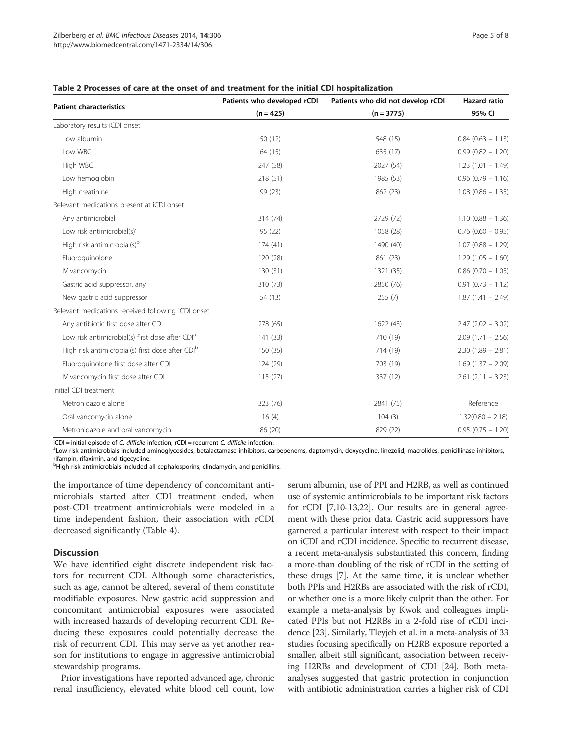**Table 2 Processes of care at the onset of and treatment for the initial CDI hospitalization**

| Patient characteristics | Patients who developed rCDI (n = 425) | Patients who did not develop rCDI (n = 3775) | Hazard ratio 95% CI |
|---|---|---|---|
| Laboratory results iCDI onset | | | |
| Low albumin | 50 (12) | 548 (15) | 0.84 (0.63 – 1.13) |
| Low WBC | 64 (15) | 635 (17) | 0.99 (0.82 – 1.20) |
| High WBC | 247 (58) | 2027 (54) | 1.23 (1.01 – 1.49) |
| Low hemoglobin | 218 (51) | 1985 (53) | 0.96 (0.79 – 1.16) |
| High creatinine | 99 (23) | 862 (23) | 1.08 (0.86 – 1.35) |
| Relevant medications present at iCDI onset | | | |
| Any antimicrobial | 314 (74) | 2729 (72) | 1.10 (0.88 – 1.36) |
| Low risk antimicrobial(s)[a] | 95 (22) | 1058 (28) | 0.76 (0.60 – 0.95) |
| High risk antimicrobial(s)[b] | 174 (41) | 1490 (40) | 1.07 (0.88 – 1.29) |
| Fluoroquinolone | 120 (28) | 861 (23) | 1.29 (1.05 – 1.60) |
| IV vancomycin | 130 (31) | 1321 (35) | 0.86 (0.70 – 1.05) |
| Gastric acid suppressor, any | 310 (73) | 2850 (76) | 0.91 (0.73 – 1.12) |
| New gastric acid suppressor | 54 (13) | 255 (7) | 1.87 (1.41 – 2.49) |
| Relevant medications received following iCDI onset | | | |
| Any antibiotic first dose after CDI | 278 (65) | 1622 (43) | 2.47 (2.02 – 3.02) |
| Low risk antimicrobial(s) first dose after CDI[a] | 141 (33) | 710 (19) | 2.09 (1.71 – 2.56) |
| High risk antimicrobial(s) first dose after CDI[b] | 150 (35) | 714 (19) | 2.30 (1.89 – 2.81) |
| Fluoroquinolone first dose after CDI | 124 (29) | 703 (19) | 1.69 (1.37 – 2.09) |
| IV vancomycin first dose after CDI | 115 (27) | 337 (12) | 2.61 (2.11 – 3.23) |
| Initial CDI treatment | | | |
| Metronidazole alone | 323 (76) | 2841 (75) | Reference |
| Oral vancomycin alone | 16 (4) | 104 (3) | 1.32(0.80 – 2.18) |
| Metronidazole and oral vancomycin | 86 (20) | 829 (22) | 0.95 (0.75 – 1.20) |

iCDI = initial episode of *C. difficile* infection, rCDI = recurrent *C. difficile* infection.
[a]Low risk antimicrobials included aminoglycosides, betalactamase inhibitors, carbepenems, daptomycin, doxycycline, linezolid, macrolides, penicillinase inhibitors, rifampin, rifaximin, and tigecycline.
[b]High risk antimicrobials included all cephalosporins, clindamycin, and penicillins.

the importance of time dependency of concomitant antimicrobials started after CDI treatment ended, when post-CDI treatment antimicrobials were modeled in a time independent fashion, their association with rCDI decreased significantly (Table 4).

## Discussion

We have identified eight discrete independent risk factors for recurrent CDI. Although some characteristics, such as age, cannot be altered, several of them constitute modifiable exposures. New gastric acid suppression and concomitant antimicrobial exposures were associated with increased hazards of developing recurrent CDI. Reducing these exposures could potentially decrease the risk of recurrent CDI. This may serve as yet another reason for institutions to engage in aggressive antimicrobial stewardship programs.

Prior investigations have reported advanced age, chronic renal insufficiency, elevated white blood cell count, low serum albumin, use of PPI and H2RB, as well as continued use of systemic antimicrobials to be important risk factors for rCDI [7,10-13,22]. Our results are in general agreement with these prior data. Gastric acid suppressors have garnered a particular interest with respect to their impact on iCDI and rCDI incidence. Specific to recurrent disease, a recent meta-analysis substantiated this concern, finding a more-than doubling of the risk of rCDI in the setting of these drugs [7]. At the same time, it is unclear whether both PPIs and H2RBs are associated with the risk of rCDI, or whether one is a more likely culprit than the other. For example a meta-analysis by Kwok and colleagues implicated PPIs but not H2RBs in a 2-fold rise of rCDI incidence [23]. Similarly, Tleyjeh et al. in a meta-analysis of 33 studies focusing specifically on H2RB exposure reported a smaller, albeit still significant, association between receiving H2RBs and development of CDI [24]. Both meta-analyses suggested that gastric protection in conjunction with antibiotic administration carries a higher risk of CDI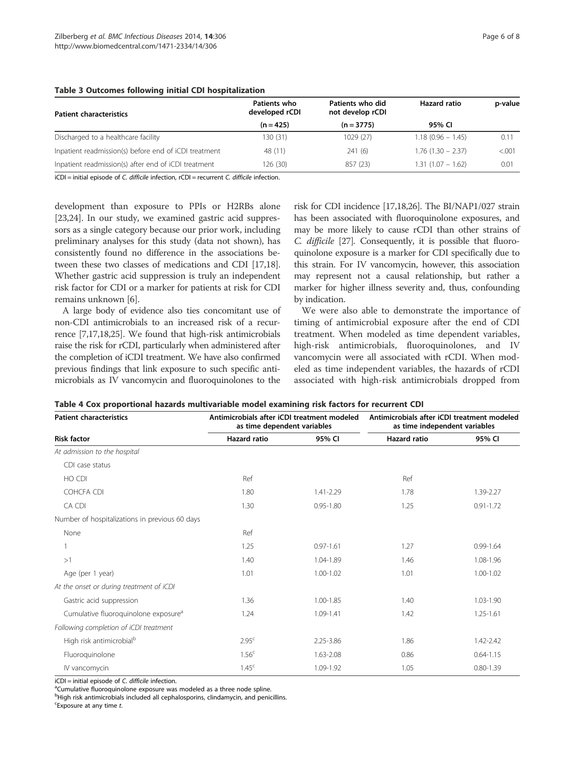**Table 3 Outcomes following initial CDI hospitalization**

| Patient characteristics | Patients who developed rCDI | Patients who did not develop rCDI | Hazard ratio | p-value |
|---|---|---|---|---|
| | (n = 425) | (n = 3775) | 95% CI | |
| Discharged to a healthcare facility | 130 (31) | 1029 (27) | 1.18 (0.96 – 1.45) | 0.11 |
| Inpatient readmission(s) before end of iCDI treatment | 48 (11) | 241 (6) | 1.76 (1.30 – 2.37) | <.001 |
| Inpatient readmission(s) after end of iCDI treatment | 126 (30) | 857 (23) | 1.31 (1.07 – 1.62) | 0.01 |

iCDI = initial episode of *C. difficile* infection, rCDI = recurrent *C. difficile* infection.

development than exposure to PPIs or H2RBs alone [23,24]. In our study, we examined gastric acid suppressors as a single category because our prior work, including preliminary analyses for this study (data not shown), has consistently found no difference in the associations between these two classes of medications and CDI [17,18]. Whether gastric acid suppression is truly an independent risk factor for CDI or a marker for patients at risk for CDI remains unknown [6].

A large body of evidence also ties concomitant use of non-CDI antimicrobials to an increased risk of a recurrence [7,17,18,25]. We found that high-risk antimicrobials raise the risk for rCDI, particularly when administered after the completion of iCDI treatment. We have also confirmed previous findings that link exposure to such specific antimicrobials as IV vancomycin and fluoroquinolones to the risk for CDI incidence [17,18,26]. The BI/NAP1/027 strain has been associated with fluoroquinolone exposures, and may be more likely to cause rCDI than other strains of *C. difficile* [27]. Consequently, it is possible that fluoroquinolone exposure is a marker for CDI specifically due to this strain. For IV vancomycin, however, this association may represent not a causal relationship, but rather a marker for higher illness severity and, thus, confounding by indication.

We were also able to demonstrate the importance of timing of antimicrobial exposure after the end of CDI treatment. When modeled as time dependent variables, high-risk antimicrobials, fluoroquinolones, and IV vancomycin were all associated with rCDI. When modeled as time independent variables, the hazards of rCDI associated with high-risk antimicrobials dropped from

**Table 4 Cox proportional hazards multivariable model examining risk factors for recurrent CDI**

| Patient characteristics | Antimicrobials after iCDI treatment modeled as time dependent variables | | Antimicrobials after iCDI treatment modeled as time independent variables | |
|---|---|---|---|---|
| **Risk factor** | **Hazard ratio** | **95% CI** | **Hazard ratio** | **95% CI** |
| *At admission to the hospital* | | | | |
| CDI case status | | | | |
| HO CDI | Ref | | Ref | |
| COHCFA CDI | 1.80 | 1.41-2.29 | 1.78 | 1.39-2.27 |
| CA CDI | 1.30 | 0.95-1.80 | 1.25 | 0.91-1.72 |
| Number of hospitalizations in previous 60 days | | | | |
| None | Ref | | | |
| 1 | 1.25 | 0.97-1.61 | 1.27 | 0.99-1.64 |
| >1 | 1.40 | 1.04-1.89 | 1.46 | 1.08-1.96 |
| Age (per 1 year) | 1.01 | 1.00-1.02 | 1.01 | 1.00-1.02 |
| *At the onset or during treatment of iCDI* | | | | |
| Gastric acid suppression | 1.36 | 1.00-1.85 | 1.40 | 1.03-1.90 |
| Cumulative fluoroquinolone exposure[a] | 1.24 | 1.09-1.41 | 1.42 | 1.25-1.61 |
| *Following completion of iCDI treatment* | | | | |
| High risk antimicrobial[b] | 2.95[c] | 2.25-3.86 | 1.86 | 1.42-2.42 |
| Fluoroquinolone | 1.56[c] | 1.63-2.08 | 0.86 | 0.64-1.15 |
| IV vancomycin | 1.45[c] | 1.09-1.92 | 1.05 | 0.80-1.39 |

iCDI = initial episode of *C. difficile* infection.
[a]Cumulative fluoroquinolone exposure was modeled as a three node spline.
[b]High risk antimicrobials included all cephalosporins, clindamycin, and penicillins.
[c]Exposure at any time *t*.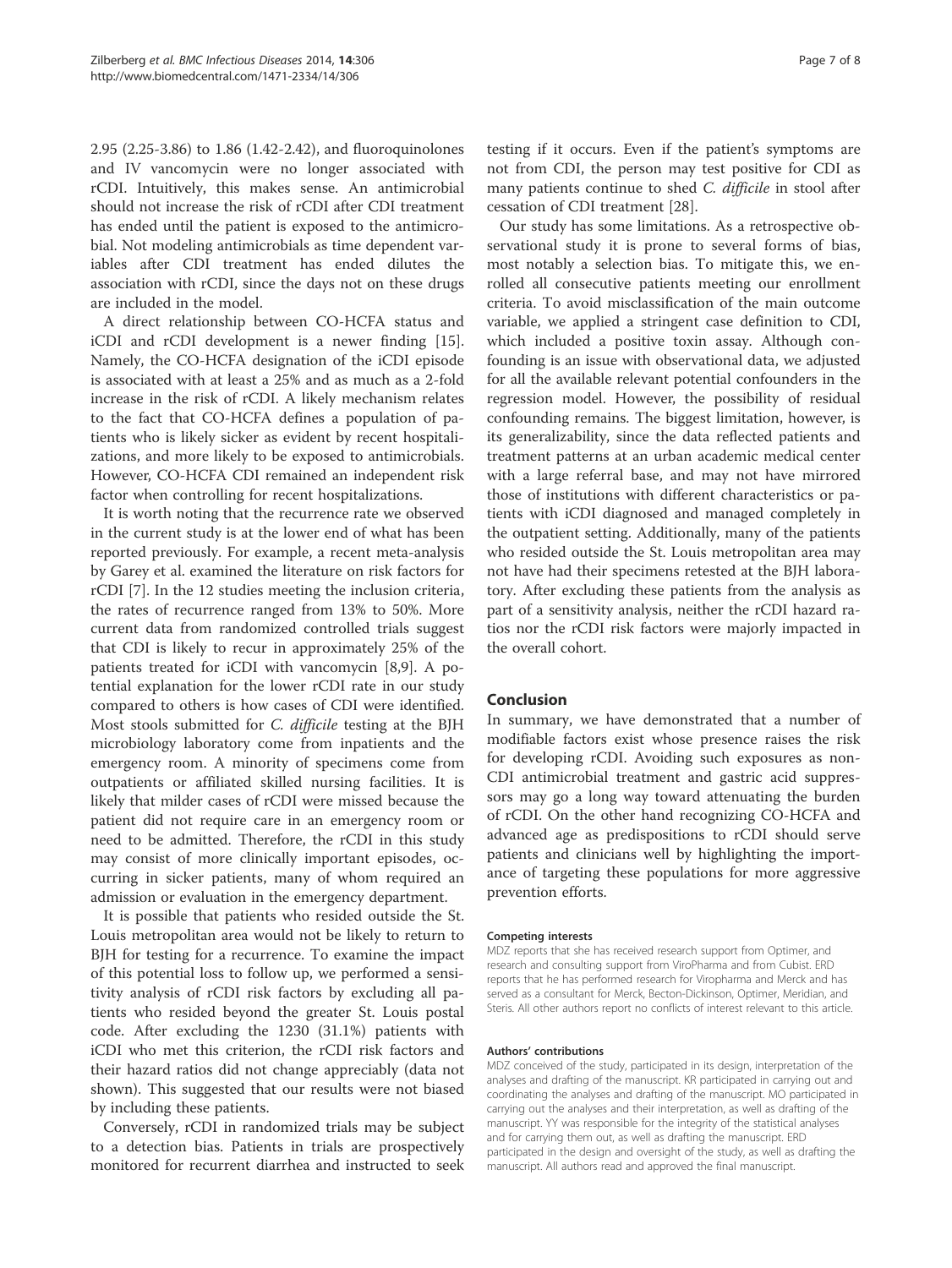2.95 (2.25-3.86) to 1.86 (1.42-2.42), and fluoroquinolones and IV vancomycin were no longer associated with rCDI. Intuitively, this makes sense. An antimicrobial should not increase the risk of rCDI after CDI treatment has ended until the patient is exposed to the antimicrobial. Not modeling antimicrobials as time dependent variables after CDI treatment has ended dilutes the association with rCDI, since the days not on these drugs are included in the model.

A direct relationship between CO-HCFA status and iCDI and rCDI development is a newer finding [15]. Namely, the CO-HCFA designation of the iCDI episode is associated with at least a 25% and as much as a 2-fold increase in the risk of rCDI. A likely mechanism relates to the fact that CO-HCFA defines a population of patients who is likely sicker as evident by recent hospitalizations, and more likely to be exposed to antimicrobials. However, CO-HCFA CDI remained an independent risk factor when controlling for recent hospitalizations.

It is worth noting that the recurrence rate we observed in the current study is at the lower end of what has been reported previously. For example, a recent meta-analysis by Garey et al. examined the literature on risk factors for rCDI [7]. In the 12 studies meeting the inclusion criteria, the rates of recurrence ranged from 13% to 50%. More current data from randomized controlled trials suggest that CDI is likely to recur in approximately 25% of the patients treated for iCDI with vancomycin [8,9]. A potential explanation for the lower rCDI rate in our study compared to others is how cases of CDI were identified. Most stools submitted for *C. difficile* testing at the BJH microbiology laboratory come from inpatients and the emergency room. A minority of specimens come from outpatients or affiliated skilled nursing facilities. It is likely that milder cases of rCDI were missed because the patient did not require care in an emergency room or need to be admitted. Therefore, the rCDI in this study may consist of more clinically important episodes, occurring in sicker patients, many of whom required an admission or evaluation in the emergency department.

It is possible that patients who resided outside the St. Louis metropolitan area would not be likely to return to BJH for testing for a recurrence. To examine the impact of this potential loss to follow up, we performed a sensitivity analysis of rCDI risk factors by excluding all patients who resided beyond the greater St. Louis postal code. After excluding the 1230 (31.1%) patients with iCDI who met this criterion, the rCDI risk factors and their hazard ratios did not change appreciably (data not shown). This suggested that our results were not biased by including these patients.

Conversely, rCDI in randomized trials may be subject to a detection bias. Patients in trials are prospectively monitored for recurrent diarrhea and instructed to seek testing if it occurs. Even if the patient's symptoms are not from CDI, the person may test positive for CDI as many patients continue to shed *C. difficile* in stool after cessation of CDI treatment [28].

Our study has some limitations. As a retrospective observational study it is prone to several forms of bias, most notably a selection bias. To mitigate this, we enrolled all consecutive patients meeting our enrollment criteria. To avoid misclassification of the main outcome variable, we applied a stringent case definition to CDI, which included a positive toxin assay. Although confounding is an issue with observational data, we adjusted for all the available relevant potential confounders in the regression model. However, the possibility of residual confounding remains. The biggest limitation, however, is its generalizability, since the data reflected patients and treatment patterns at an urban academic medical center with a large referral base, and may not have mirrored those of institutions with different characteristics or patients with iCDI diagnosed and managed completely in the outpatient setting. Additionally, many of the patients who resided outside the St. Louis metropolitan area may not have had their specimens retested at the BJH laboratory. After excluding these patients from the analysis as part of a sensitivity analysis, neither the rCDI hazard ratios nor the rCDI risk factors were majorly impacted in the overall cohort.

## Conclusion

In summary, we have demonstrated that a number of modifiable factors exist whose presence raises the risk for developing rCDI. Avoiding such exposures as non-CDI antimicrobial treatment and gastric acid suppressors may go a long way toward attenuating the burden of rCDI. On the other hand recognizing CO-HCFA and advanced age as predispositions to rCDI should serve patients and clinicians well by highlighting the importance of targeting these populations for more aggressive prevention efforts.

#### Competing interests

MDZ reports that she has received research support from Optimer, and research and consulting support from ViroPharma and from Cubist. ERD reports that he has performed research for Viropharma and Merck and has served as a consultant for Merck, Becton-Dickinson, Optimer, Meridian, and Steris. All other authors report no conflicts of interest relevant to this article.

#### Authors' contributions

MDZ conceived of the study, participated in its design, interpretation of the analyses and drafting of the manuscript. KR participated in carrying out and coordinating the analyses and drafting of the manuscript. MO participated in carrying out the analyses and their interpretation, as well as drafting of the manuscript. YY was responsible for the integrity of the statistical analyses and for carrying them out, as well as drafting the manuscript. ERD participated in the design and oversight of the study, as well as drafting the manuscript. All authors read and approved the final manuscript.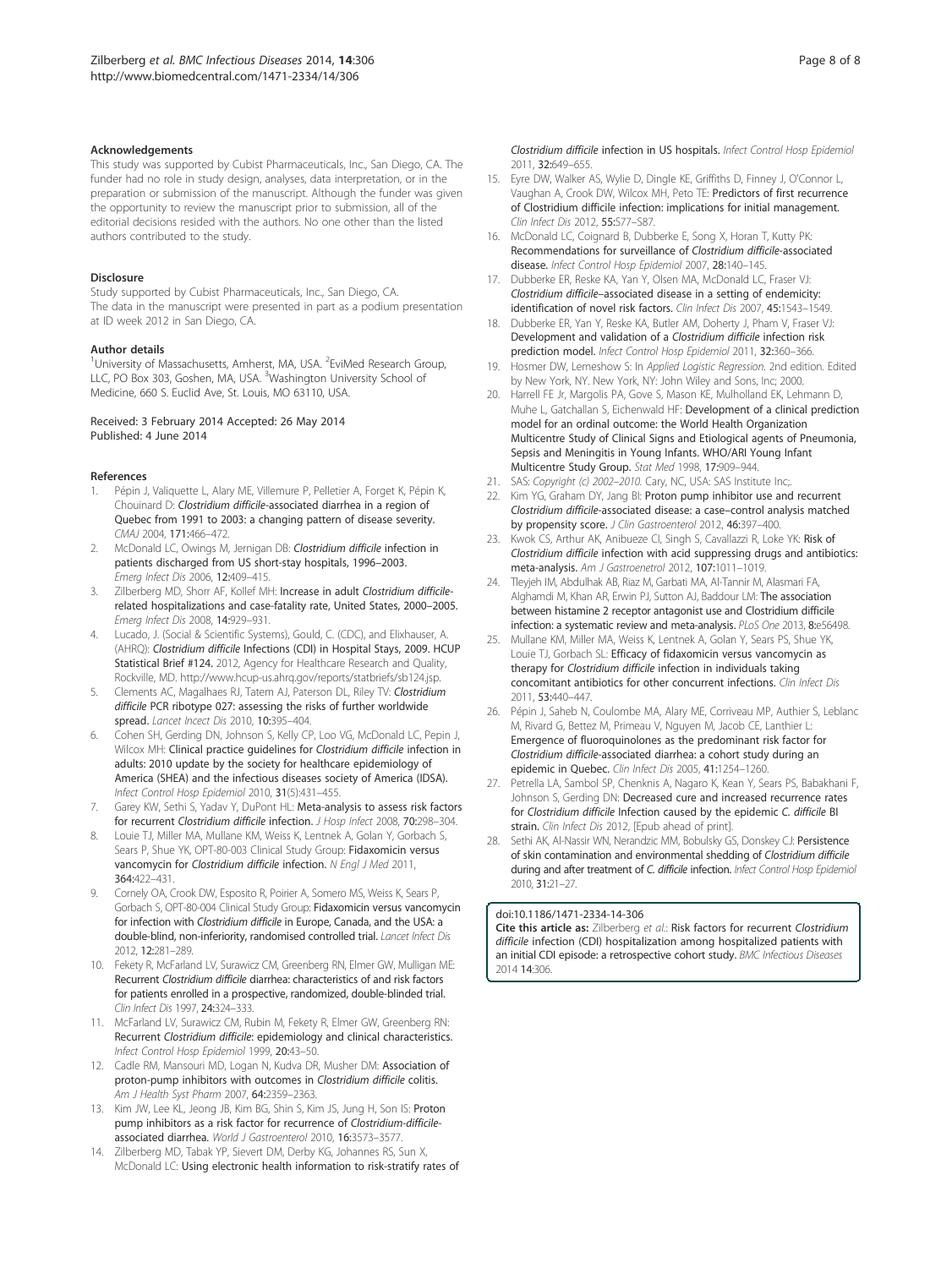### Acknowledgements

This study was supported by Cubist Pharmaceuticals, Inc., San Diego, CA. The funder had no role in study design, analyses, data interpretation, or in the preparation or submission of the manuscript. Although the funder was given the opportunity to review the manuscript prior to submission, all of the editorial decisions resided with the authors. No one other than the listed authors contributed to the study.

### Disclosure

Study supported by Cubist Pharmaceuticals, Inc., San Diego, CA.
The data in the manuscript were presented in part as a podium presentation at ID week 2012 in San Diego, CA.

### Author details

[1]University of Massachusetts, Amherst, MA, USA. [2]EviMed Research Group, LLC, PO Box 303, Goshen, MA, USA. [3]Washington University School of Medicine, 660 S. Euclid Ave, St. Louis, MO 63110, USA.

Received: 3 February 2014 Accepted: 26 May 2014
Published: 4 June 2014

### References

1. Pépin J, Valiquette L, Alary ME, Villemure P, Pelletier A, Forget K, Pépin K, Chouinard D: *Clostridium difficile*-associated diarrhea in a region of Quebec from 1991 to 2003: a changing pattern of disease severity. *CMAJ* 2004, **171:**466–472.
2. McDonald LC, Owings M, Jernigan DB: *Clostridium difficile* infection in patients discharged from US short-stay hospitals, 1996–2003. *Emerg Infect Dis* 2006, **12:**409–415.
3. Zilberberg MD, Shorr AF, Kollef MH: Increase in adult *Clostridium difficile*-related hospitalizations and case-fatality rate, United States, 2000–2005. *Emerg Infect Dis* 2008, **14:**929–931.
4. Lucado, J. (Social & Scientific Systems), Gould, C. (CDC), and Elixhauser, A. (AHRQ): *Clostridium difficile* Infections (CDI) in Hospital Stays, 2009. HCUP Statistical Brief #124. 2012, Agency for Healthcare Research and Quality, Rockville, MD. http://www.hcup-us.ahrq.gov/reports/statbriefs/sb124.jsp.
5. Clements AC, Magalhaes RJ, Tatem AJ, Paterson DL, Riley TV: *Clostridium difficile* PCR ribotype 027: assessing the risks of further worldwide spread. *Lancet Incect Dis* 2010, **10:**395–404.
6. Cohen SH, Gerding DN, Johnson S, Kelly CP, Loo VG, McDonald LC, Pepin J, Wilcox MH: Clinical practice guidelines for *Clostridium difficile* infection in adults: 2010 update by the society for healthcare epidemiology of America (SHEA) and the infectious diseases society of America (IDSA). *Infect Control Hosp Epidemiol* 2010, **31**(5):431–455.
7. Garey KW, Sethi S, Yadav Y, DuPont HL: Meta-analysis to assess risk factors for recurrent *Clostridium difficile* infection. *J Hosp Infect* 2008, **70:**298–304.
8. Louie TJ, Miller MA, Mullane KM, Weiss K, Lentnek A, Golan Y, Gorbach S, Sears P, Shue YK, OPT-80-003 Clinical Study Group: Fidaxomicin versus vancomycin for *Clostridium difficile* infection. *N Engl J Med* 2011, **364:**422–431.
9. Cornely OA, Crook DW, Esposito R, Poirier A, Somero MS, Weiss K, Sears P, Gorbach S, OPT-80-004 Clinical Study Group: Fidaxomicin versus vancomycin for infection with *Clostridium difficile* in Europe, Canada, and the USA: a double-blind, non-inferiority, randomised controlled trial. *Lancet Infect Dis* 2012, **12:**281–289.
10. Fekety R, McFarland LV, Surawicz CM, Greenberg RN, Elmer GW, Mulligan ME: Recurrent *Clostridium difficile* diarrhea: characteristics of and risk factors for patients enrolled in a prospective, randomized, double-blinded trial. *Clin Infect Dis* 1997, **24:**324–333.
11. McFarland LV, Surawicz CM, Rubin M, Fekety R, Elmer GW, Greenberg RN: Recurrent *Clostridium difficile*: epidemiology and clinical characteristics. *Infect Control Hosp Epidemiol* 1999, **20:**43–50.
12. Cadle RM, Mansouri MD, Logan N, Kudva DR, Musher DM: Association of proton-pump inhibitors with outcomes in *Clostridium difficile* colitis. *Am J Health Syst Pharm* 2007, **64:**2359–2363.
13. Kim JW, Lee KL, Jeong JB, Kim BG, Shin S, Kim JS, Jung H, Son IS: Proton pump inhibitors as a risk factor for recurrence of *Clostridium-difficile*-associated diarrhea. *World J Gastroenterol* 2010, **16:**3573–3577.
14. Zilberberg MD, Tabak YP, Sievert DM, Derby KG, Johannes RS, Sun X, McDonald LC: Using electronic health information to risk-stratify rates of *Clostridium difficile* infection in US hospitals. *Infect Control Hosp Epidemiol* 2011, **32:**649–655.
15. Eyre DW, Walker AS, Wylie D, Dingle KE, Griffiths D, Finney J, O'Connor L, Vaughan A, Crook DW, Wilcox MH, Peto TE: Predictors of first recurrence of Clostridium difficile infection: implications for initial management. *Clin Infect Dis* 2012, **55:**S77–S87.
16. McDonald LC, Coignard B, Dubberke E, Song X, Horan T, Kutty PK: Recommendations for surveillance of *Clostridium difficile*-associated disease. *Infect Control Hosp Epidemiol* 2007, **28:**140–145.
17. Dubberke ER, Reske KA, Yan Y, Olsen MA, McDonald LC, Fraser VJ: *Clostridium difficile*–associated disease in a setting of endemicity: identification of novel risk factors. *Clin Infect Dis* 2007, **45:**1543–1549.
18. Dubberke ER, Yan Y, Reske KA, Butler AM, Doherty J, Pham V, Fraser VJ: Development and validation of a *Clostridium difficile* infection risk prediction model. *Infect Control Hosp Epidemiol* 2011, **32:**360–366.
19. Hosmer DW, Lemeshow S: In *Applied Logistic Regression*. 2nd edition. Edited by New York, NY. New York, NY: John Wiley and Sons, Inc; 2000.
20. Harrell FE Jr, Margolis PA, Gove S, Mason KE, Mulholland EK, Lehmann D, Muhe L, Gatchallan S, Eichenwald HF: Development of a clinical prediction model for an ordinal outcome: the World Health Organization Multicentre Study of Clinical Signs and Etiological agents of Pneumonia, Sepsis and Meningitis in Young Infants. WHO/ARI Young Infant Multicentre Study Group. *Stat Med* 1998, **17:**909–944.
21. SAS: *Copyright (c) 2002–2010*. Cary, NC, USA: SAS Institute Inc;.
22. Kim YG, Graham DY, Jang BI: Proton pump inhibitor use and recurrent *Clostridium difficile*-associated disease: a case–control analysis matched by propensity score. *J Clin Gastroenterol* 2012, **46:**397–400.
23. Kwok CS, Arthur AK, Anibueze CI, Singh S, Cavallazzi R, Loke YK: Risk of *Clostridium difficile* infection with acid suppressing drugs and antibiotics: meta-analysis. *Am J Gastroenetrol* 2012, **107:**1011–1019.
24. Tleyjeh IM, Abdulhak AB, Riaz M, Garbati MA, Al-Tannir M, Alasmari FA, Alghamdi M, Khan AR, Erwin PJ, Sutton AJ, Baddour LM: The association between histamine 2 receptor antagonist use and Clostridium difficile infection: a systematic review and meta-analysis. *PLoS One* 2013, **8:**e56498.
25. Mullane KM, Miller MA, Weiss K, Lentnek A, Golan Y, Sears PS, Shue YK, Louie TJ, Gorbach SL: Efficacy of fidaxomicin versus vancomycin as therapy for *Clostridium difficile* infection in individuals taking concomitant antibiotics for other concurrent infections. *Clin Infect Dis* 2011, **53:**440–447.
26. Pépin J, Saheb N, Coulombe MA, Alary ME, Corriveau MP, Authier S, Leblanc M, Rivard G, Bettez M, Primeau V, Nguyen M, Jacob CE, Lanthier L: Emergence of fluoroquinolones as the predominant risk factor for *Clostridium difficile*-associated diarrhea: a cohort study during an epidemic in Quebec. *Clin Infect Dis* 2005, **41:**1254–1260.
27. Petrella LA, Sambol SP, Chenknis A, Nagaro K, Kean Y, Sears PS, Babakhani F, Johnson S, Gerding DN: Decreased cure and increased recurrence rates for *Clostridium difficile* Infection caused by the epidemic *C. difficile* BI strain. *Clin Infect Dis* 2012, [Epub ahead of print].
28. Sethi AK, Al-Nassir WN, Nerandzic MM, Bobulsky GS, Donskey CJ: Persistence of skin contamination and environmental shedding of *Clostridium difficile* during and after treatment of *C. difficile* infection. *Infect Control Hosp Epidemiol* 2010, **31:**21–27.

doi:10.1186/1471-2334-14-306
**Cite this article as:** Zilberberg *et al.*: Risk factors for recurrent *Clostridium difficile* infection (CDI) hospitalization among hospitalized patients with an initial CDI episode: a retrospective cohort study. *BMC Infectious Diseases* 2014 **14**:306.